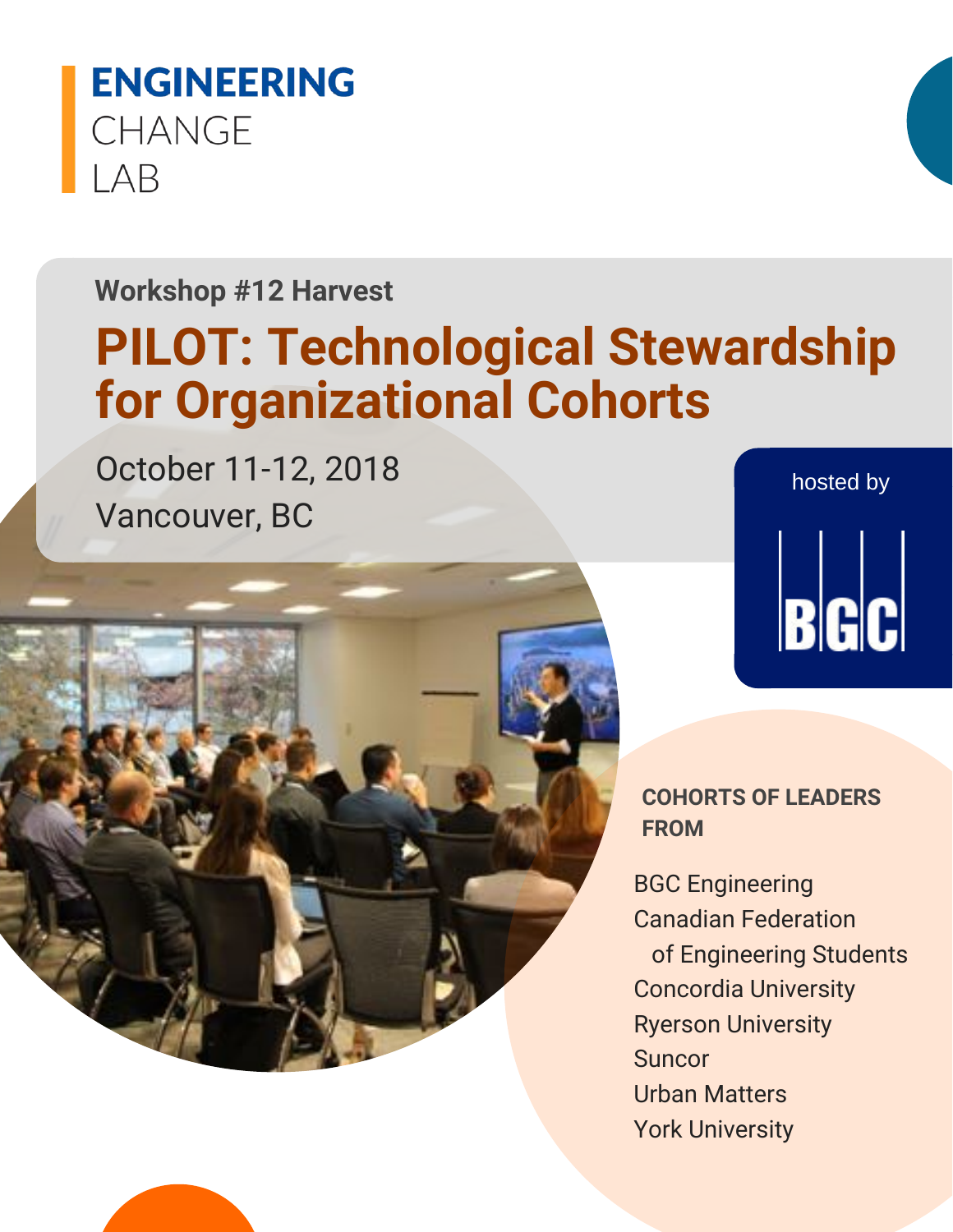# ENGINEERING CHANGE LAB

Workshop #12 Harvest

## PILOT: Technological Stewardship for Organizational Cohorts

October 11-12, 2018
Vancouver, BC

hosted by

BGC

**COHORTS OF LEADERS FROM**

BGC Engineering
Canadian Federation of Engineering Students
Concordia University
Ryerson University
Suncor
Urban Matters
York University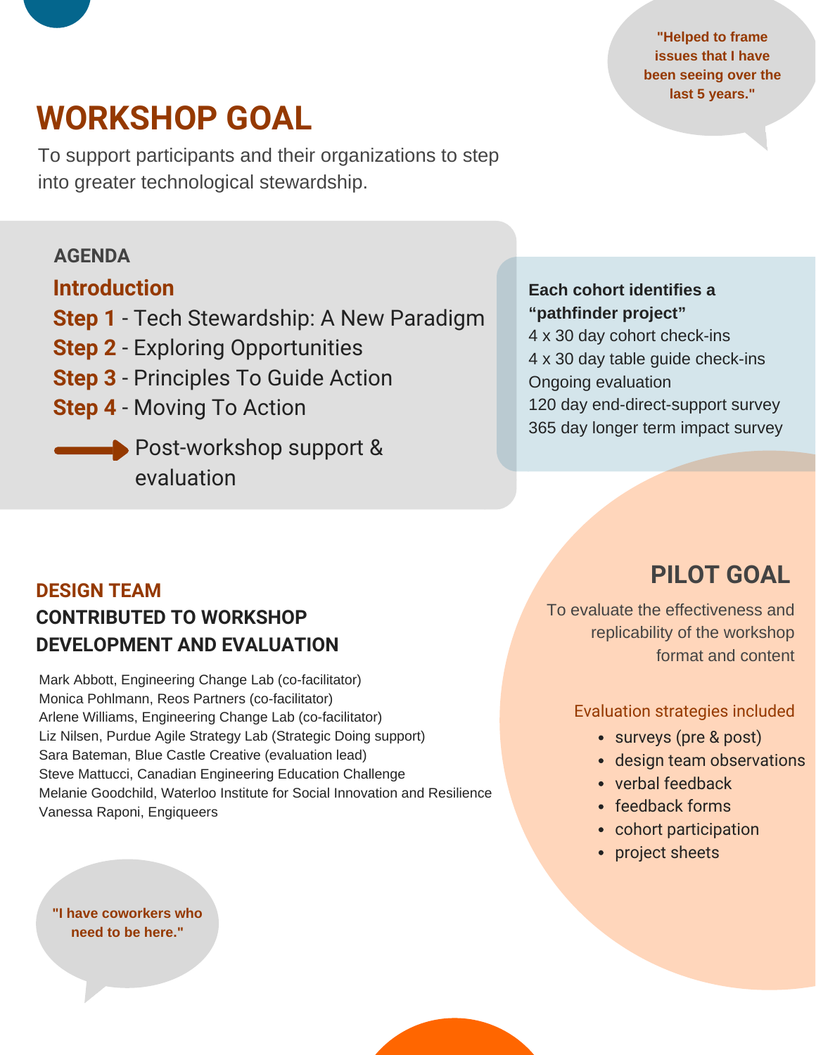"Helped to frame issues that I have been seeing over the last 5 years."

## WORKSHOP GOAL

To support participants and their organizations to step into greater technological stewardship.

### AGENDA

**Introduction**

**Step 1** - Tech Stewardship: A New Paradigm

**Step 2** - Exploring Opportunities

**Step 3** - Principles To Guide Action

**Step 4** - Moving To Action

→ Post-workshop support & evaluation

**Each cohort identifies a "pathfinder project"**

4 x 30 day cohort check-ins

4 x 30 day table guide check-ins

Ongoing evaluation

120 day end-direct-support survey

365 day longer term impact survey

## DESIGN TEAM

### CONTRIBUTED TO WORKSHOP DEVELOPMENT AND EVALUATION

Mark Abbott, Engineering Change Lab (co-facilitator)
Monica Pohlmann, Reos Partners (co-facilitator)
Arlene Williams, Engineering Change Lab (co-facilitator)
Liz Nilsen, Purdue Agile Strategy Lab (Strategic Doing support)
Sara Bateman, Blue Castle Creative (evaluation lead)
Steve Mattucci, Canadian Engineering Education Challenge
Melanie Goodchild, Waterloo Institute for Social Innovation and Resilience
Vanessa Raponi, Engiqueers

## PILOT GOAL

To evaluate the effectiveness and replicability of the workshop format and content

Evaluation strategies included

- surveys (pre & post)
- design team observations
- verbal feedback
- feedback forms
- cohort participation
- project sheets

"I have coworkers who need to be here."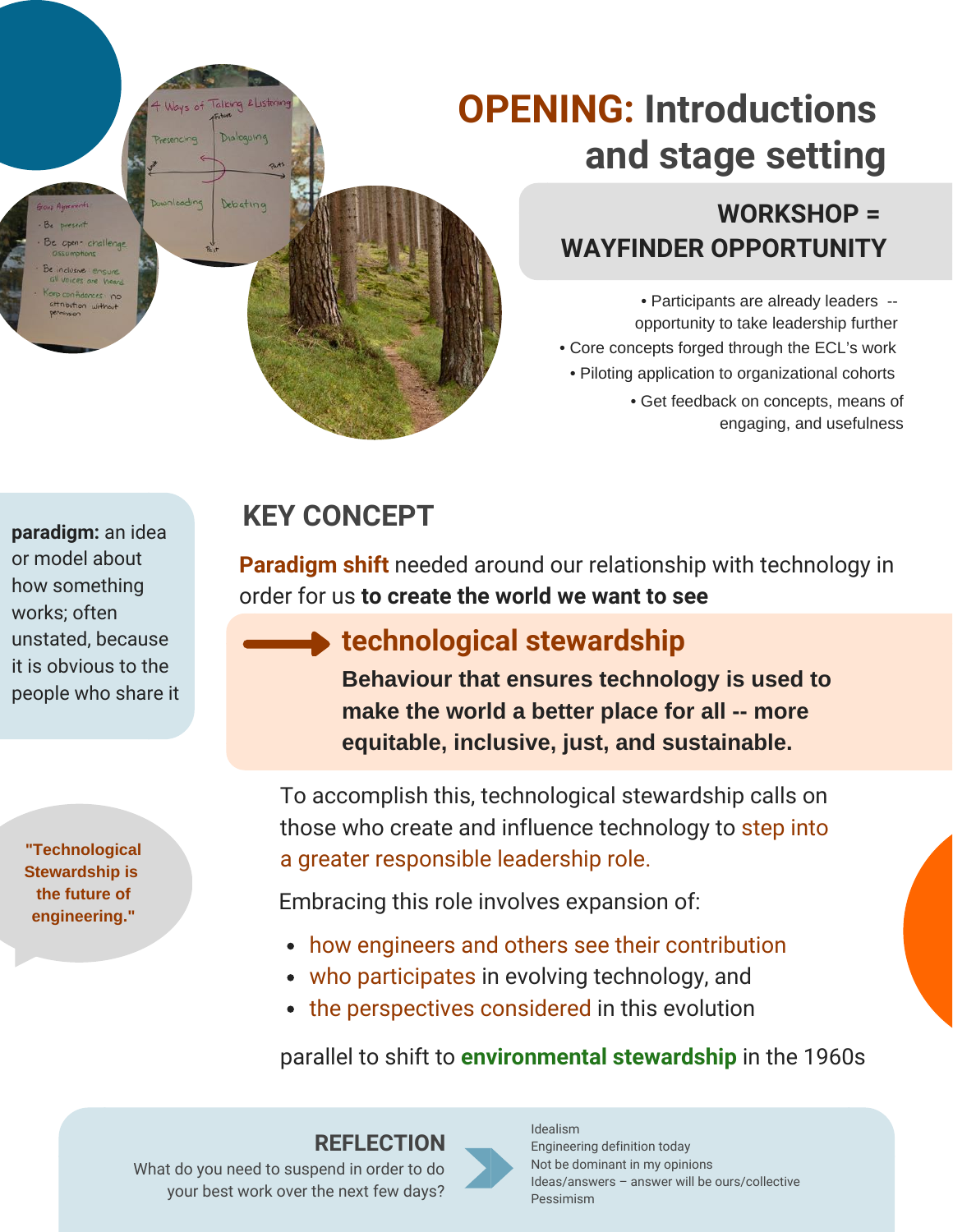# OPENING: Introductions and stage setting

## WORKSHOP = WAYFINDER OPPORTUNITY

- Participants are already leaders -- opportunity to take leadership further
- Core concepts forged through the ECL's work
- Piloting application to organizational cohorts
- Get feedback on concepts, means of engaging, and usefulness

**paradigm:** an idea or model about how something works; often unstated, because it is obvious to the people who share it

## KEY CONCEPT

**Paradigm shift** needed around our relationship with technology in order for us **to create the world we want to see**

→ **technological stewardship**

**Behaviour that ensures technology is used to make the world a better place for all -- more equitable, inclusive, just, and sustainable.**

To accomplish this, technological stewardship calls on those who create and influence technology to step into a greater responsible leadership role.

**"Technological Stewardship is the future of engineering."**

Embracing this role involves expansion of:

- how engineers and others see their contribution
- who participates in evolving technology, and
- the perspectives considered in this evolution

parallel to shift to **environmental stewardship** in the 1960s

### REFLECTION

What do you need to suspend in order to do your best work over the next few days?

Idealism
Engineering definition today
Not be dominant in my opinions
Ideas/answers – answer will be ours/collective
Pessimism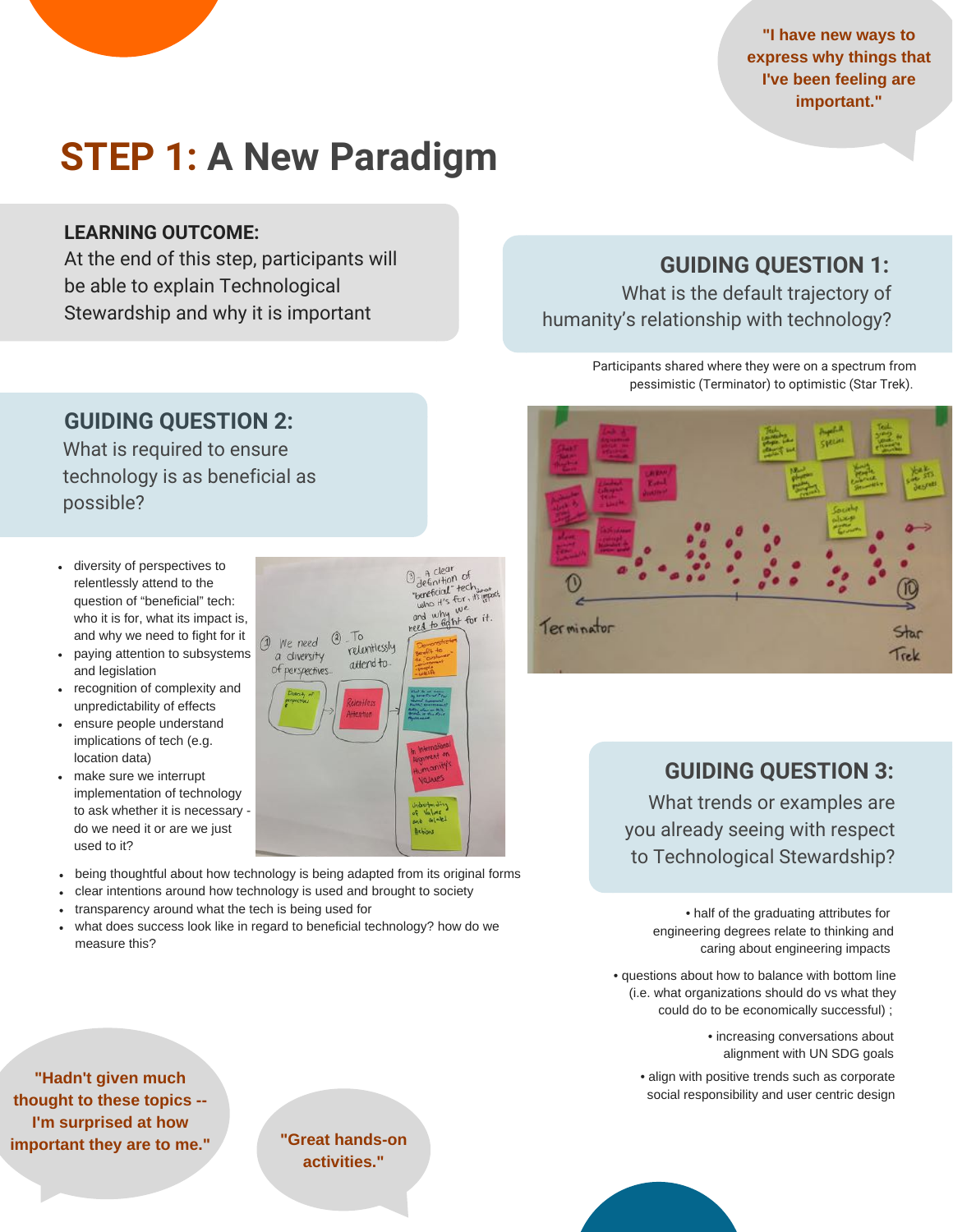"I have new ways to express why things that I've been feeling are important."

# STEP 1: A New Paradigm

**LEARNING OUTCOME:**
At the end of this step, participants will be able to explain Technological Stewardship and why it is important

## GUIDING QUESTION 1:

What is the default trajectory of humanity's relationship with technology?

Participants shared where they were on a spectrum from pessimistic (Terminator) to optimistic (Star Trek).

## GUIDING QUESTION 2:

What is required to ensure technology is as beneficial as possible?

- diversity of perspectives to relentlessly attend to the question of "beneficial" tech: who it is for, what its impact is, and why we need to fight for it
- paying attention to subsystems and legislation
- recognition of complexity and unpredictability of effects
- ensure people understand implications of tech (e.g. location data)
- make sure we interrupt implementation of technology to ask whether it is necessary - do we need it or are we just used to it?
- being thoughtful about how technology is being adapted from its original forms
- clear intentions around how technology is used and brought to society
- transparency around what the tech is being used for
- what does success look like in regard to beneficial technology? how do we measure this?

## GUIDING QUESTION 3:

What trends or examples are you already seeing with respect to Technological Stewardship?

- half of the graduating attributes for engineering degrees relate to thinking and caring about engineering impacts
- questions about how to balance with bottom line (i.e. what organizations should do vs what they could do to be economically successful) ;
- increasing conversations about alignment with UN SDG goals
- align with positive trends such as corporate social responsibility and user centric design

"Hadn't given much thought to these topics -- I'm surprised at how important they are to me."

"Great hands-on activities."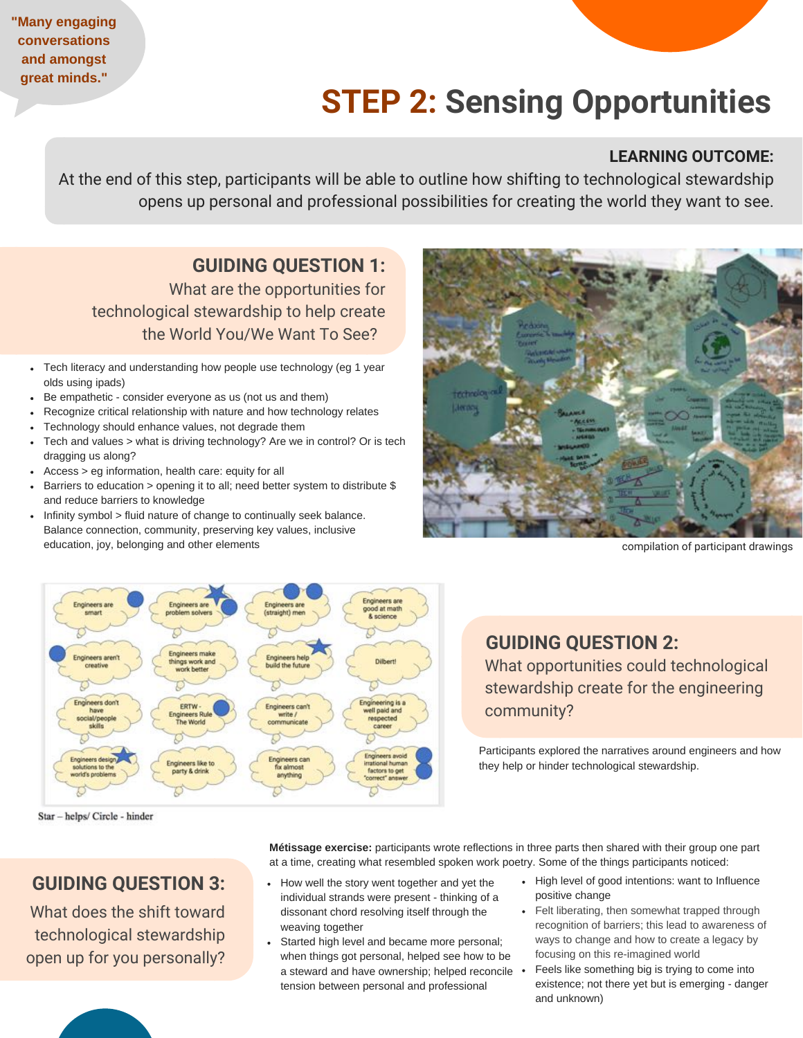"Many engaging conversations and amongst great minds."

# STEP 2: Sensing Opportunities

**LEARNING OUTCOME:**
At the end of this step, participants will be able to outline how shifting to technological stewardship opens up personal and professional possibilities for creating the world they want to see.

## GUIDING QUESTION 1:

What are the opportunities for technological stewardship to help create the World You/We Want To See?

- Tech literacy and understanding how people use technology (eg 1 year olds using ipads)
- Be empathetic - consider everyone as us (not us and them)
- Recognize critical relationship with nature and how technology relates
- Technology should enhance values, not degrade them
- Tech and values > what is driving technology? Are we in control? Or is tech dragging us along?
- Access > eg information, health care: equity for all
- Barriers to education > opening it to all; need better system to distribute $ and reduce barriers to knowledge
- Infinity symbol > fluid nature of change to continually seek balance. Balance connection, community, preserving key values, inclusive education, joy, belonging and other elements

compilation of participant drawings

Star – helps/ Circle - hinder

## GUIDING QUESTION 2:

What opportunities could technological stewardship create for the engineering community?

Participants explored the narratives around engineers and how they help or hinder technological stewardship.

## GUIDING QUESTION 3:

What does the shift toward technological stewardship open up for you personally?

**Métissage exercise:** participants wrote reflections in three parts then shared with their group one part at a time, creating what resembled spoken work poetry. Some of the things participants noticed:

- How well the story went together and yet the individual strands were present - thinking of a dissonant chord resolving itself through the weaving together
- Started high level and became more personal; when things got personal, helped see how to be a steward and have ownership; helped reconcile tension between personal and professional
- High level of good intentions: want to Influence positive change
- Felt liberating, then somewhat trapped through recognition of barriers; this lead to awareness of ways to change and how to create a legacy by focusing on this re-imagined world
- Feels like something big is trying to come into existence; not there yet but is emerging - danger and unknown)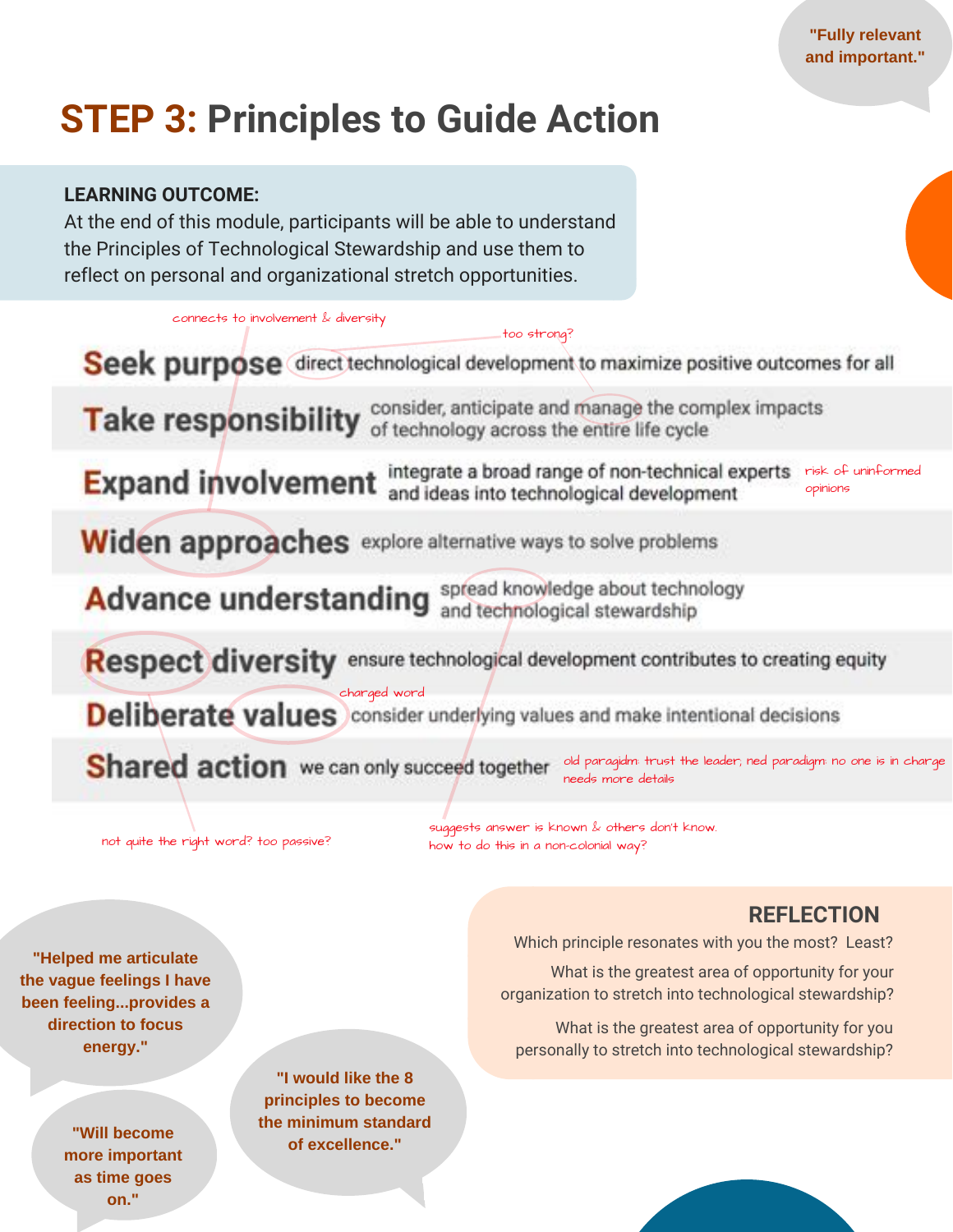"Fully relevant and important."

# STEP 3: Principles to Guide Action

**LEARNING OUTCOME:**
At the end of this module, participants will be able to understand the Principles of Technological Stewardship and use them to reflect on personal and organizational stretch opportunities.

| Principle | Description |
|---|---|
| **Seek purpose** | direct technological development to maximize positive outcomes for all |
| **Take responsibility** | consider, anticipate and manage the complex impacts of technology across the entire life cycle |
| **Expand involvement** | integrate a broad range of non-technical experts and ideas into technological development |
| **Widen approaches** | explore alternative ways to solve problems |
| **Advance understanding** | spread knowledge about technology and technological stewardship |
| **Respect diversity** | ensure technological development contributes to creating equity |
| **Deliberate values** | consider underlying values and make intentional decisions |
| **Shared action** | we can only succeed together |

Annotations:

- connects to involvement & diversity
- too strong?
- risk of uninformed opinions
- charged word
- old paragidm: trust the leader; ned paradigm: no one is in charge needs more details
- not quite the right word? too passive?
- suggests answer is known & others don't know. how to do this in a non-colonial way?

"Helped me articulate the vague feelings I have been feeling...provides a direction to focus energy."

"Will become more important as time goes on."

"I would like the 8 principles to become the minimum standard of excellence."

**REFLECTION**

Which principle resonates with you the most? Least?

What is the greatest area of opportunity for your organization to stretch into technological stewardship?

What is the greatest area of opportunity for you personally to stretch into technological stewardship?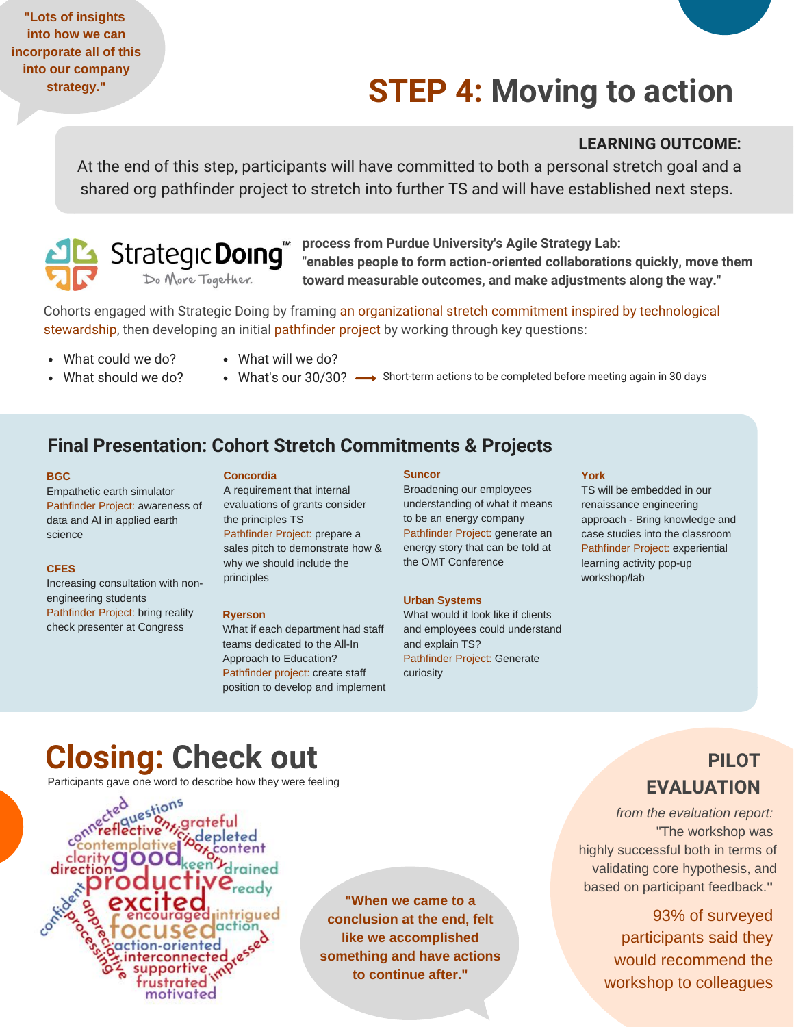"Lots of insights into how we can incorporate all of this into our company strategy."

# STEP 4: Moving to action

**LEARNING OUTCOME:**

At the end of this step, participants will have committed to both a personal stretch goal and a shared org pathfinder project to stretch into further TS and will have established next steps.

StrategicDoing™ — Do More Together.

**process from Purdue University's Agile Strategy Lab: "enables people to form action-oriented collaborations quickly, move them toward measurable outcomes, and make adjustments along the way."**

Cohorts engaged with Strategic Doing by framing an organizational stretch commitment inspired by technological stewardship, then developing an initial pathfinder project by working through key questions:

- What could we do?
- What should we do?
- What will we do?
- What's our 30/30? → Short-term actions to be completed before meeting again in 30 days

## Final Presentation: Cohort Stretch Commitments & Projects

**BGC**
Empathetic earth simulator
Pathfinder Project: awareness of data and AI in applied earth science

**CFES**
Increasing consultation with non-engineering students
Pathfinder Project: bring reality check presenter at Congress

**Concordia**
A requirement that internal evaluations of grants consider the principles TS
Pathfinder Project: prepare a sales pitch to demonstrate how & why we should include the principles

**Ryerson**
What if each department had staff teams dedicated to the All-In Approach to Education?
Pathfinder project: create staff position to develop and implement

**Suncor**
Broadening our employees understanding of what it means to be an energy company
Pathfinder Project: generate an energy story that can be told at the OMT Conference

**Urban Systems**
What would it look like if clients and employees could understand and explain TS?
Pathfinder Project: Generate curiosity

**York**
TS will be embedded in our renaissance engineering approach - Bring knowledge and case studies into the classroom
Pathfinder Project: experiential learning activity pop-up workshop/lab

# Closing: Check out

Participants gave one word to describe how they were feeling

connected, questions, reflective, anticipatory, grateful, contemplative, depleted, content, clarity, good, keen, direction, drained, productive, ready, confident, excited, appreciative, processing, encouraged, intrigued, focused, action, action-oriented, interconnected, impressed, supportive, frustrated, motivated

"When we came to a conclusion at the end, felt like we accomplished something and have actions to continue after."

## PILOT EVALUATION

*from the evaluation report:* "The workshop was highly successful both in terms of validating core hypothesis, and based on participant feedback."

93% of surveyed participants said they would recommend the workshop to colleagues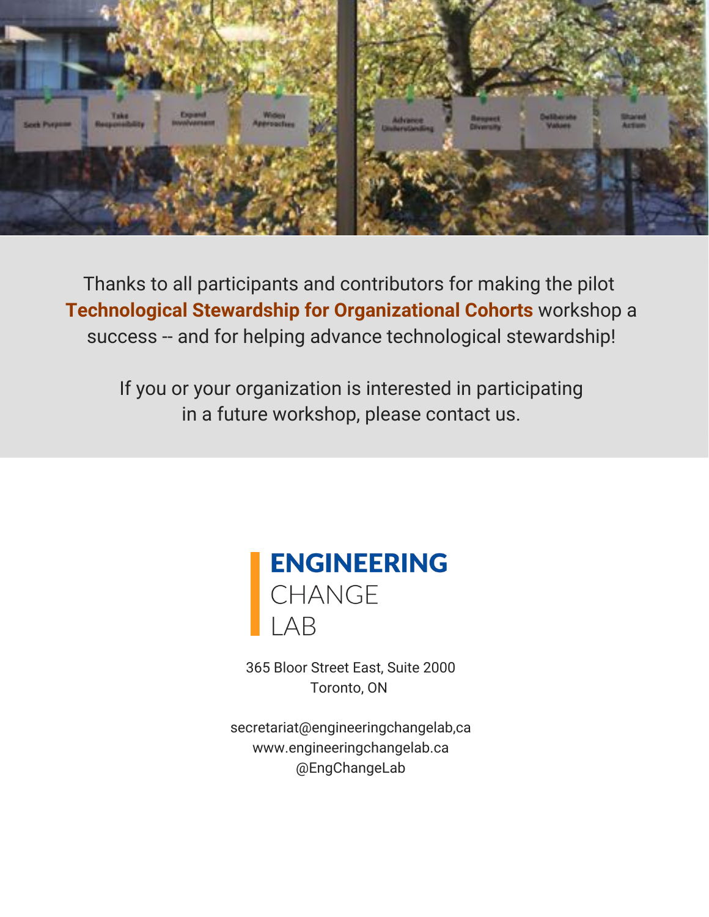Thanks to all participants and contributors for making the pilot **Technological Stewardship for Organizational Cohorts** workshop a success -- and for helping advance technological stewardship!

If you or your organization is interested in participating in a future workshop, please contact us.

**ENGINEERING**
CHANGE
LAB

365 Bloor Street East, Suite 2000
Toronto, ON

secretariat@engineeringchangelab,ca
www.engineeringchangelab.ca
@EngChangeLab